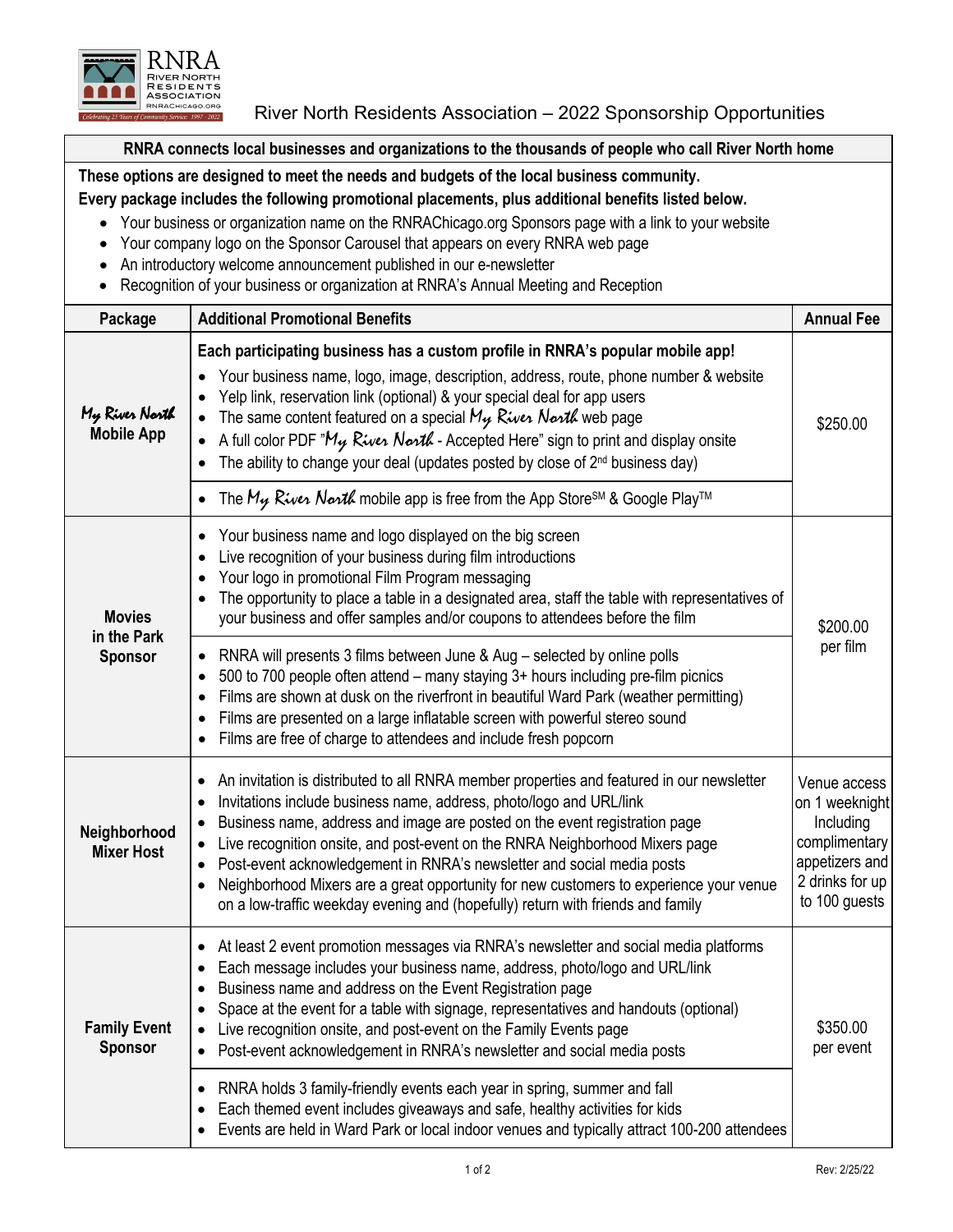# River North Residents Association – 2022 Sponsorship Opportunities

**RNRA connects local businesses and organizations to the thousands of people who call River North home**

**These options are designed to meet the needs and budgets of the local business community.**
**Every package includes the following promotional placements, plus additional benefits listed below.**

- Your business or organization name on the RNRAChicago.org Sponsors page with a link to your website
- Your company logo on the Sponsor Carousel that appears on every RNRA web page
- An introductory welcome announcement published in our e-newsletter
- Recognition of your business or organization at RNRA's Annual Meeting and Reception

| Package | Additional Promotional Benefits | Annual Fee |
|---|---|---|
| ***My River North* Mobile App** | **Each participating business has a custom profile in RNRA's popular mobile app!**<br>• Your business name, logo, image, description, address, route, phone number & website<br>• Yelp link, reservation link (optional) & your special deal for app users<br>• The same content featured on a special *My River North* web page<br>• A full color PDF "*My River North* - Accepted Here" sign to print and display onsite<br>• The ability to change your deal (updates posted by close of 2nd business day)<br>• The *My River North* mobile app is free from the App Store℠ & Google Play™ | $250.00 |
| **Movies in the Park Sponsor** | • Your business name and logo displayed on the big screen<br>• Live recognition of your business during film introductions<br>• Your logo in promotional Film Program messaging<br>• The opportunity to place a table in a designated area, staff the table with representatives of your business and offer samples and/or coupons to attendees before the film<br>• RNRA will presents 3 films between June & Aug – selected by online polls<br>• 500 to 700 people often attend – many staying 3+ hours including pre-film picnics<br>• Films are shown at dusk on the riverfront in beautiful Ward Park (weather permitting)<br>• Films are presented on a large inflatable screen with powerful stereo sound<br>• Films are free of charge to attendees and include fresh popcorn | $200.00 per film |
| **Neighborhood Mixer Host** | • An invitation is distributed to all RNRA member properties and featured in our newsletter<br>• Invitations include business name, address, photo/logo and URL/link<br>• Business name, address and image are posted on the event registration page<br>• Live recognition onsite, and post-event on the RNRA Neighborhood Mixers page<br>• Post-event acknowledgement in RNRA's newsletter and social media posts<br>• Neighborhood Mixers are a great opportunity for new customers to experience your venue on a low-traffic weekday evening and (hopefully) return with friends and family | Venue access on 1 weeknight Including complimentary appetizers and 2 drinks for up to 100 guests |
| **Family Event Sponsor** | • At least 2 event promotion messages via RNRA's newsletter and social media platforms<br>• Each message includes your business name, address, photo/logo and URL/link<br>• Business name and address on the Event Registration page<br>• Space at the event for a table with signage, representatives and handouts (optional)<br>• Live recognition onsite, and post-event on the Family Events page<br>• Post-event acknowledgement in RNRA's newsletter and social media posts<br>• RNRA holds 3 family-friendly events each year in spring, summer and fall<br>• Each themed event includes giveaways and safe, healthy activities for kids<br>• Events are held in Ward Park or local indoor venues and typically attract 100-200 attendees | $350.00 per event |

Rev: 2/25/22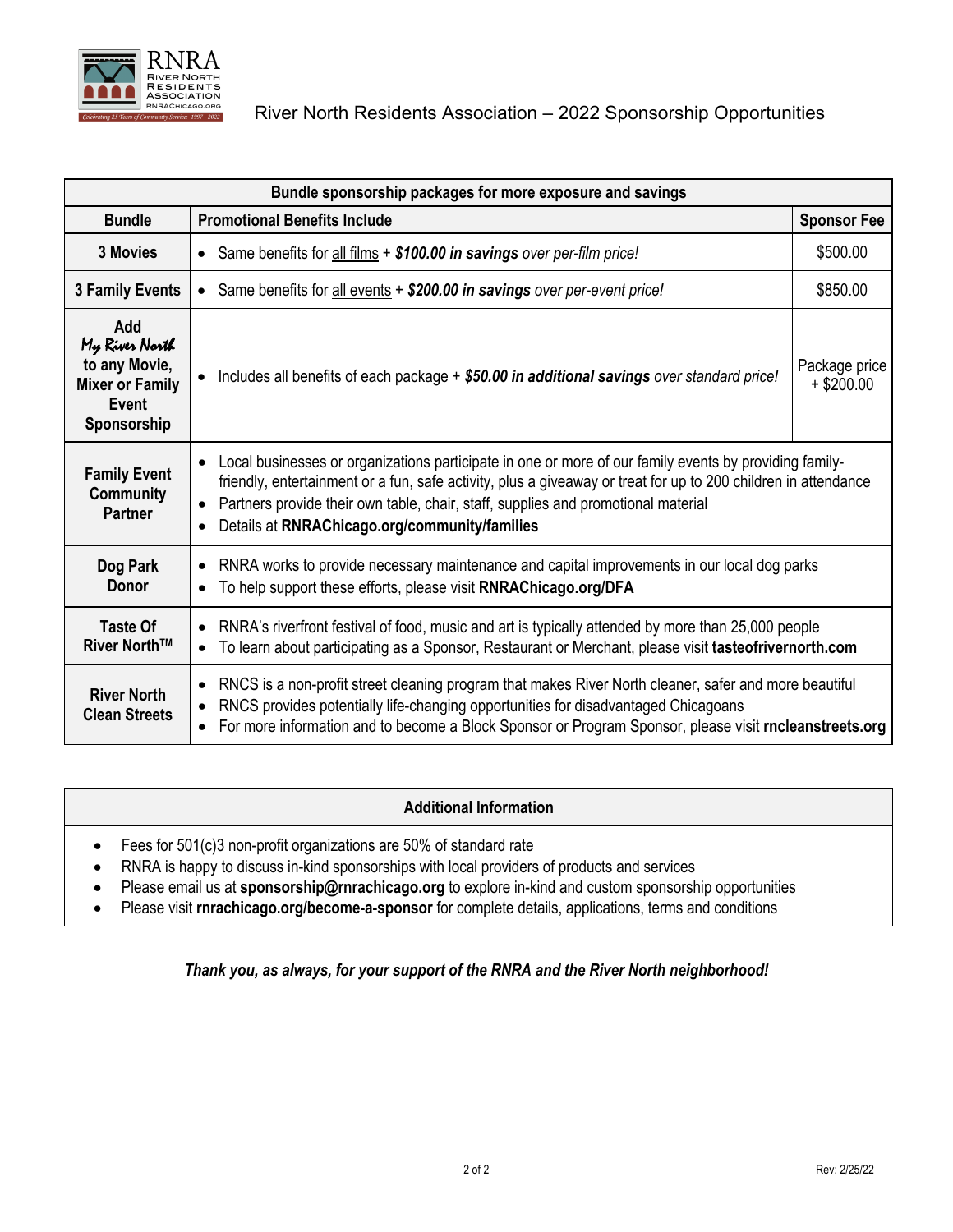River North Residents Association – 2022 Sponsorship Opportunities

| Bundle sponsorship packages for more exposure and savings | | |
|---|---|---|
| **Bundle** | **Promotional Benefits Include** | **Sponsor Fee** |
| **3 Movies** | • Same benefits for all films + ***$100.00 in savings*** *over per-film price!* | $500.00 |
| **3 Family Events** | • Same benefits for all events + ***$200.00 in savings*** *over per-event price!* | $850.00 |
| **Add *My River North* to any Movie, Mixer or Family Event Sponsorship** | • Includes all benefits of each package + ***$50.00 in additional savings*** *over standard price!* | Package price + $200.00 |
| **Family Event Community Partner** | • Local businesses or organizations participate in one or more of our family events by providing family-friendly, entertainment or a fun, safe activity, plus a giveaway or treat for up to 200 children in attendance<br>• Partners provide their own table, chair, staff, supplies and promotional material<br>• Details at **RNRAChicago.org/community/families** | |
| **Dog Park Donor** | • RNRA works to provide necessary maintenance and capital improvements in our local dog parks<br>• To help support these efforts, please visit **RNRAChicago.org/DFA** | |
| **Taste Of River North™** | • RNRA's riverfront festival of food, music and art is typically attended by more than 25,000 people<br>• To learn about participating as a Sponsor, Restaurant or Merchant, please visit **tasteofrivernorth.com** | |
| **River North Clean Streets** | • RNCS is a non-profit street cleaning program that makes River North cleaner, safer and more beautiful<br>• RNCS provides potentially life-changing opportunities for disadvantaged Chicagoans<br>• For more information and to become a Block Sponsor or Program Sponsor, please visit **rncleanstreets.org** | |

**Additional Information**

- Fees for 501(c)3 non-profit organizations are 50% of standard rate
- RNRA is happy to discuss in-kind sponsorships with local providers of products and services
- Please email us at **sponsorship@rnrachicago.org** to explore in-kind and custom sponsorship opportunities
- Please visit **rnrachicago.org/become-a-sponsor** for complete details, applications, terms and conditions

***Thank you, as always, for your support of the RNRA and the River North neighborhood!***

Rev: 2/25/22